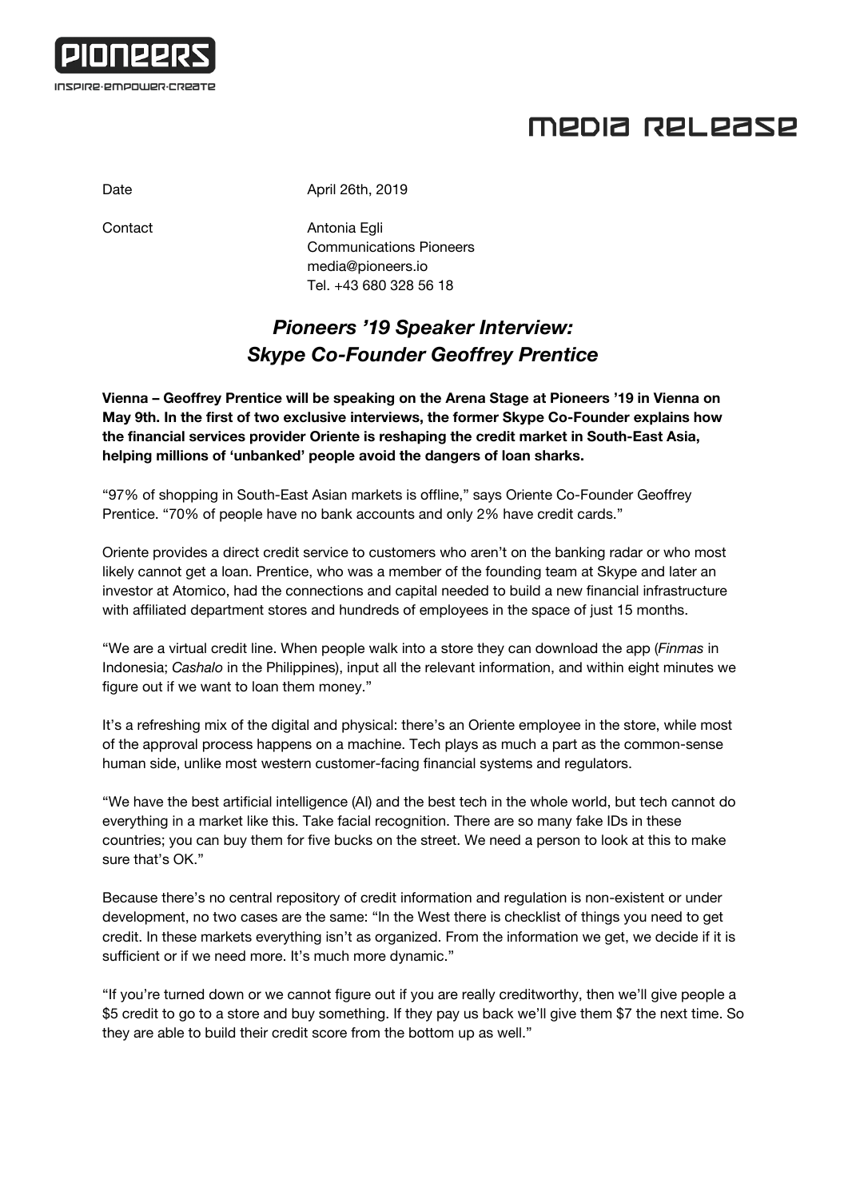PIONEERS

INSPIRE·EMPOWER·CREATE

# MEDIA RELEASE

Date April 26th, 2019

Contact Antonia Egli
Communications Pioneers
media@pioneers.io
Tel. +43 680 328 56 18

## *Pioneers '19 Speaker Interview: Skype Co-Founder Geoffrey Prentice*

**Vienna – Geoffrey Prentice will be speaking on the Arena Stage at Pioneers '19 in Vienna on May 9th. In the first of two exclusive interviews, the former Skype Co-Founder explains how the financial services provider Oriente is reshaping the credit market in South-East Asia, helping millions of 'unbanked' people avoid the dangers of loan sharks.**

"97% of shopping in South-East Asian markets is offline," says Oriente Co-Founder Geoffrey Prentice. "70% of people have no bank accounts and only 2% have credit cards."

Oriente provides a direct credit service to customers who aren't on the banking radar or who most likely cannot get a loan. Prentice, who was a member of the founding team at Skype and later an investor at Atomico, had the connections and capital needed to build a new financial infrastructure with affiliated department stores and hundreds of employees in the space of just 15 months.

"We are a virtual credit line. When people walk into a store they can download the app (*Finmas* in Indonesia; *Cashalo* in the Philippines), input all the relevant information, and within eight minutes we figure out if we want to loan them money."

It's a refreshing mix of the digital and physical: there's an Oriente employee in the store, while most of the approval process happens on a machine. Tech plays as much a part as the common-sense human side, unlike most western customer-facing financial systems and regulators.

"We have the best artificial intelligence (AI) and the best tech in the whole world, but tech cannot do everything in a market like this. Take facial recognition. There are so many fake IDs in these countries; you can buy them for five bucks on the street. We need a person to look at this to make sure that's OK."

Because there's no central repository of credit information and regulation is non-existent or under development, no two cases are the same: "In the West there is checklist of things you need to get credit. In these markets everything isn't as organized. From the information we get, we decide if it is sufficient or if we need more. It's much more dynamic."

"If you're turned down or we cannot figure out if you are really creditworthy, then we'll give people a $5 credit to go to a store and buy something. If they pay us back we'll give them $7 the next time. So they are able to build their credit score from the bottom up as well."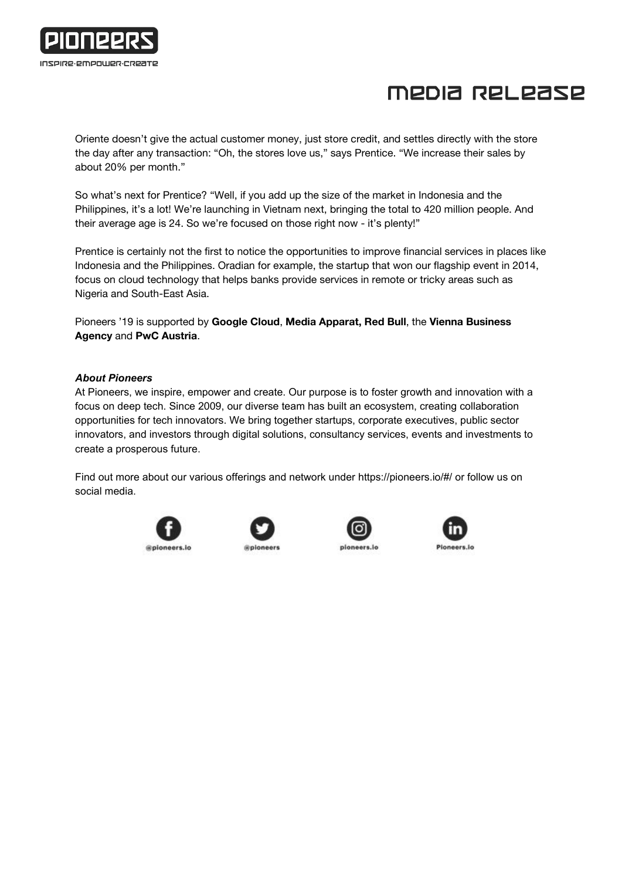Oriente doesn't give the actual customer money, just store credit, and settles directly with the store the day after any transaction: "Oh, the stores love us," says Prentice. "We increase their sales by about 20% per month."

So what's next for Prentice? "Well, if you add up the size of the market in Indonesia and the Philippines, it's a lot! We're launching in Vietnam next, bringing the total to 420 million people. And their average age is 24. So we're focused on those right now - it's plenty!"

Prentice is certainly not the first to notice the opportunities to improve financial services in places like Indonesia and the Philippines. Oradian for example, the startup that won our flagship event in 2014, focus on cloud technology that helps banks provide services in remote or tricky areas such as Nigeria and South-East Asia.

Pioneers '19 is supported by **Google Cloud**, **Media Apparat, Red Bull**, the **Vienna Business Agency** and **PwC Austria**.

***About Pioneers***

At Pioneers, we inspire, empower and create. Our purpose is to foster growth and innovation with a focus on deep tech. Since 2009, our diverse team has built an ecosystem, creating collaboration opportunities for tech innovators. We bring together startups, corporate executives, public sector innovators, and investors through digital solutions, consultancy services, events and investments to create a prosperous future.

Find out more about our various offerings and network under https://pioneers.io/#/ or follow us on social media.

@pioneers.io @pioneers pioneers.io Pioneers.io